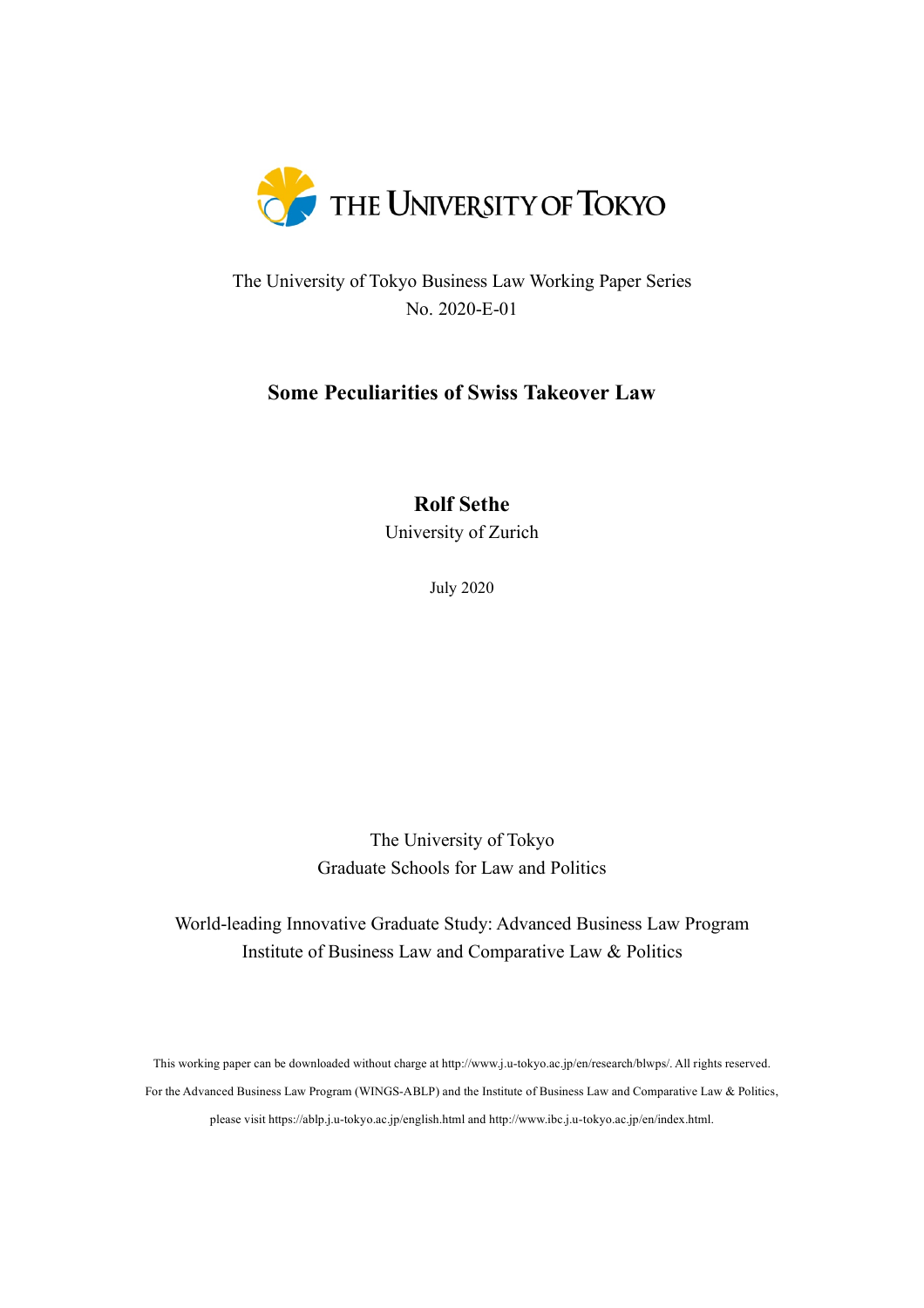THE UNIVERSITY OF TOKYO

The University of Tokyo Business Law Working Paper Series
No. 2020-E-01

# Some Peculiarities of Swiss Takeover Law

**Rolf Sethe**
University of Zurich

July 2020

The University of Tokyo
Graduate Schools for Law and Politics

World-leading Innovative Graduate Study: Advanced Business Law Program
Institute of Business Law and Comparative Law & Politics

This working paper can be downloaded without charge at http://www.j.u-tokyo.ac.jp/en/research/blwps/. All rights reserved.
For the Advanced Business Law Program (WINGS-ABLP) and the Institute of Business Law and Comparative Law & Politics, please visit https://ablp.j.u-tokyo.ac.jp/english.html and http://www.ibc.j.u-tokyo.ac.jp/en/index.html.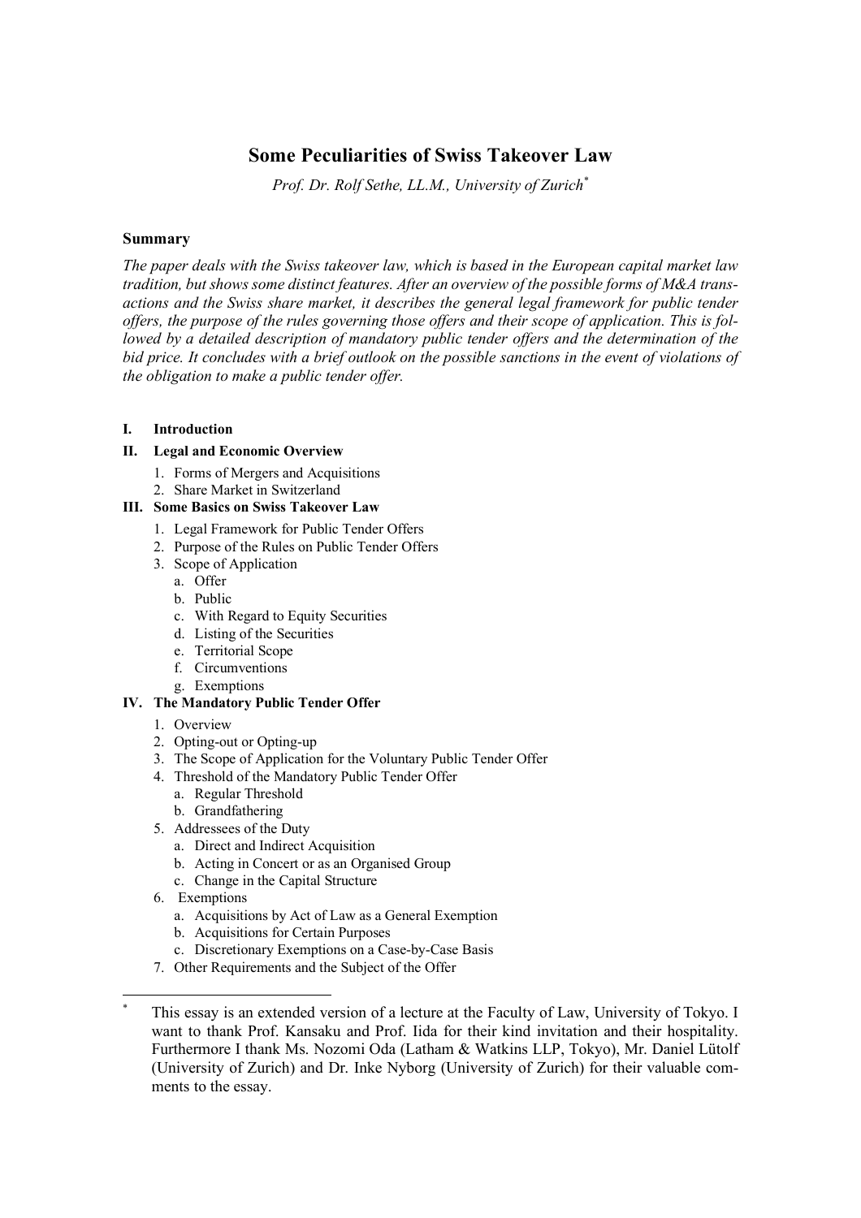# Some Peculiarities of Swiss Takeover Law

*Prof. Dr. Rolf Sethe, LL.M., University of Zurich*[*]

### Summary

*The paper deals with the Swiss takeover law, which is based in the European capital market law tradition, but shows some distinct features. After an overview of the possible forms of M&A transactions and the Swiss share market, it describes the general legal framework for public tender offers, the purpose of the rules governing those offers and their scope of application. This is followed by a detailed description of mandatory public tender offers and the determination of the bid price. It concludes with a brief outlook on the possible sanctions in the event of violations of the obligation to make a public tender offer.*

**I. Introduction**

**II. Legal and Economic Overview**

1. Forms of Mergers and Acquisitions
2. Share Market in Switzerland

**III. Some Basics on Swiss Takeover Law**

1. Legal Framework for Public Tender Offers
2. Purpose of the Rules on Public Tender Offers
3. Scope of Application
   a. Offer
   b. Public
   c. With Regard to Equity Securities
   d. Listing of the Securities
   e. Territorial Scope
   f. Circumventions
   g. Exemptions

**IV. The Mandatory Public Tender Offer**

1. Overview
2. Opting-out or Opting-up
3. The Scope of Application for the Voluntary Public Tender Offer
4. Threshold of the Mandatory Public Tender Offer
   a. Regular Threshold
   b. Grandfathering
5. Addressees of the Duty
   a. Direct and Indirect Acquisition
   b. Acting in Concert or as an Organised Group
   c. Change in the Capital Structure
6. Exemptions
   a. Acquisitions by Act of Law as a General Exemption
   b. Acquisitions for Certain Purposes
   c. Discretionary Exemptions on a Case-by-Case Basis
7. Other Requirements and the Subject of the Offer

---

[*] This essay is an extended version of a lecture at the Faculty of Law, University of Tokyo. I want to thank Prof. Kansaku and Prof. Iida for their kind invitation and their hospitality. Furthermore I thank Ms. Nozomi Oda (Latham & Watkins LLP, Tokyo), Mr. Daniel Lütolf (University of Zurich) and Dr. Inke Nyborg (University of Zurich) for their valuable comments to the essay.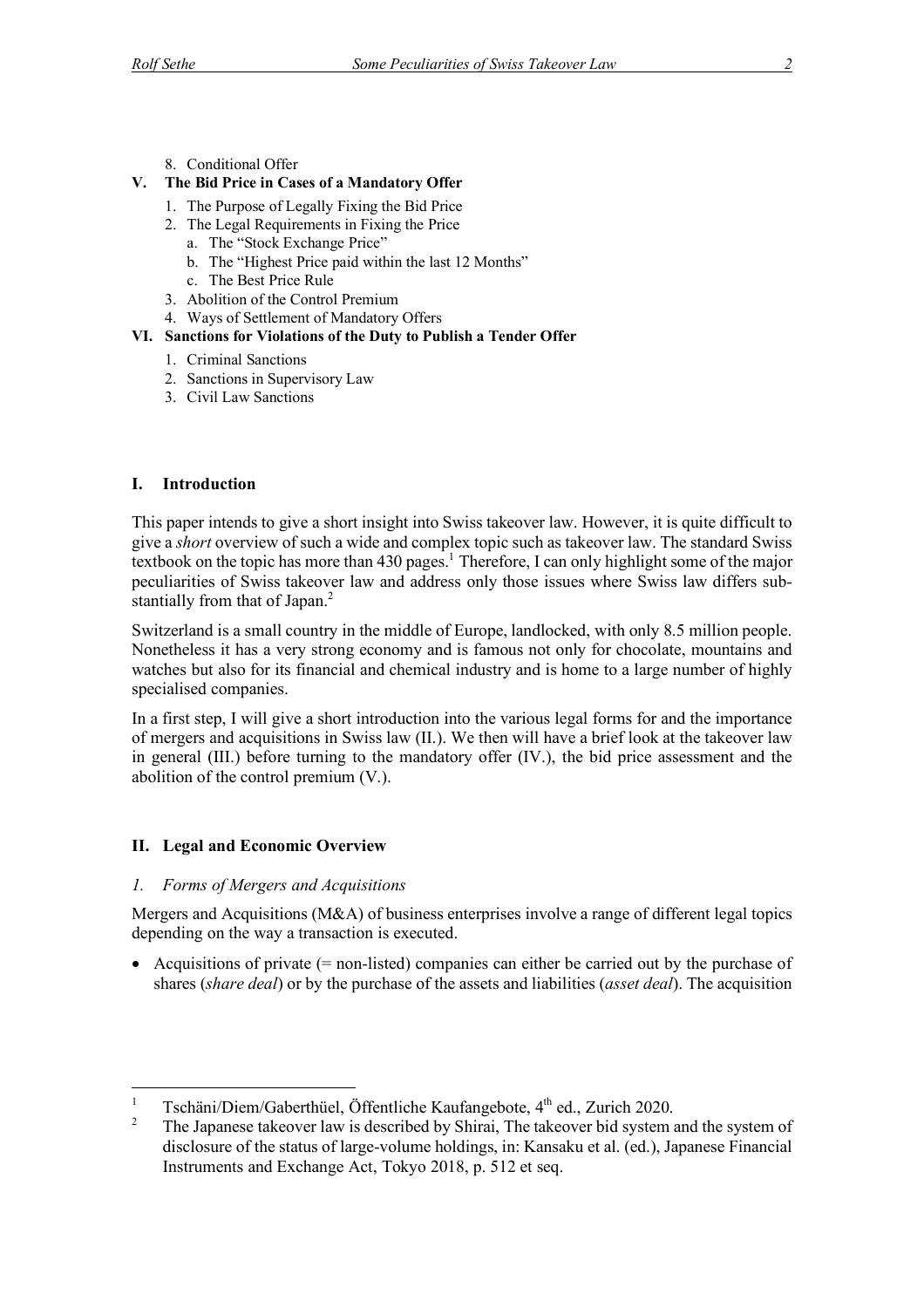8. Conditional Offer

**V. The Bid Price in Cases of a Mandatory Offer**

1. The Purpose of Legally Fixing the Bid Price
2. The Legal Requirements in Fixing the Price
   a. The "Stock Exchange Price"
   b. The "Highest Price paid within the last 12 Months"
   c. The Best Price Rule
3. Abolition of the Control Premium
4. Ways of Settlement of Mandatory Offers

**VI. Sanctions for Violations of the Duty to Publish a Tender Offer**

1. Criminal Sanctions
2. Sanctions in Supervisory Law
3. Civil Law Sanctions

## I. Introduction

This paper intends to give a short insight into Swiss takeover law. However, it is quite difficult to give a *short* overview of such a wide and complex topic such as takeover law. The standard Swiss textbook on the topic has more than 430 pages.[1] Therefore, I can only highlight some of the major peculiarities of Swiss takeover law and address only those issues where Swiss law differs substantially from that of Japan.[2]

Switzerland is a small country in the middle of Europe, landlocked, with only 8.5 million people. Nonetheless it has a very strong economy and is famous not only for chocolate, mountains and watches but also for its financial and chemical industry and is home to a large number of highly specialised companies.

In a first step, I will give a short introduction into the various legal forms for and the importance of mergers and acquisitions in Swiss law (II.). We then will have a brief look at the takeover law in general (III.) before turning to the mandatory offer (IV.), the bid price assessment and the abolition of the control premium (V.).

## II. Legal and Economic Overview

### *1. Forms of Mergers and Acquisitions*

Mergers and Acquisitions (M&A) of business enterprises involve a range of different legal topics depending on the way a transaction is executed.

- Acquisitions of private (= non-listed) companies can either be carried out by the purchase of shares (*share deal*) or by the purchase of the assets and liabilities (*asset deal*). The acquisition

---

[1] Tschäni/Diem/Gaberthüel, Öffentliche Kaufangebote, 4th ed., Zurich 2020.

[2] The Japanese takeover law is described by Shirai, The takeover bid system and the system of disclosure of the status of large-volume holdings, in: Kansaku et al. (ed.), Japanese Financial Instruments and Exchange Act, Tokyo 2018, p. 512 et seq.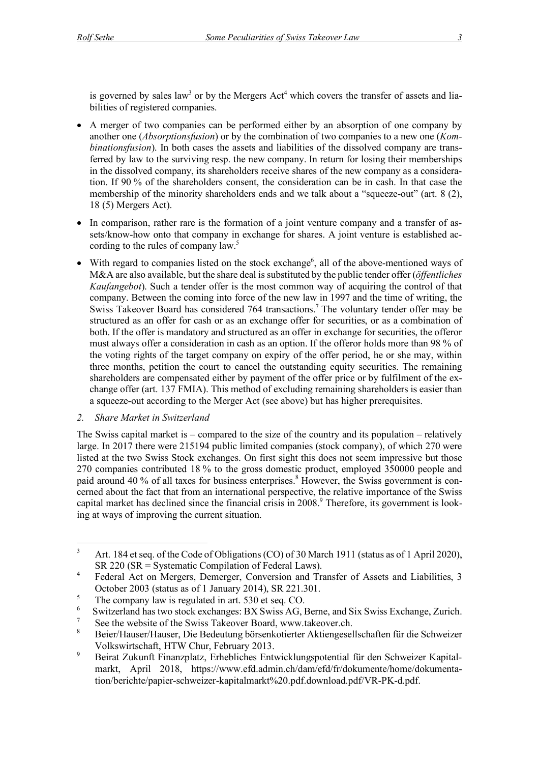is governed by sales law[3] or by the Mergers Act[4] which covers the transfer of assets and liabilities of registered companies.

- A merger of two companies can be performed either by an absorption of one company by another one (*Absorptionsfusion*) or by the combination of two companies to a new one (*Kombinationsfusion*). In both cases the assets and liabilities of the dissolved company are transferred by law to the surviving resp. the new company. In return for losing their memberships in the dissolved company, its shareholders receive shares of the new company as a consideration. If 90 % of the shareholders consent, the consideration can be in cash. In that case the membership of the minority shareholders ends and we talk about a "squeeze-out" (art. 8 (2), 18 (5) Mergers Act).
- In comparison, rather rare is the formation of a joint venture company and a transfer of assets/know-how onto that company in exchange for shares. A joint venture is established according to the rules of company law.[5]
- With regard to companies listed on the stock exchange[6], all of the above-mentioned ways of M&A are also available, but the share deal is substituted by the public tender offer (*öffentliches Kaufangebot*). Such a tender offer is the most common way of acquiring the control of that company. Between the coming into force of the new law in 1997 and the time of writing, the Swiss Takeover Board has considered 764 transactions.[7] The voluntary tender offer may be structured as an offer for cash or as an exchange offer for securities, or as a combination of both. If the offer is mandatory and structured as an offer in exchange for securities, the offeror must always offer a consideration in cash as an option. If the offeror holds more than 98 % of the voting rights of the target company on expiry of the offer period, he or she may, within three months, petition the court to cancel the outstanding equity securities. The remaining shareholders are compensated either by payment of the offer price or by fulfilment of the exchange offer (art. 137 FMIA). This method of excluding remaining shareholders is easier than a squeeze-out according to the Merger Act (see above) but has higher prerequisites.

### 2. *Share Market in Switzerland*

The Swiss capital market is – compared to the size of the country and its population – relatively large. In 2017 there were 215194 public limited companies (stock company), of which 270 were listed at the two Swiss Stock exchanges. On first sight this does not seem impressive but those 270 companies contributed 18 % to the gross domestic product, employed 350000 people and paid around 40 % of all taxes for business enterprises.[8] However, the Swiss government is concerned about the fact that from an international perspective, the relative importance of the Swiss capital market has declined since the financial crisis in 2008.[9] Therefore, its government is looking at ways of improving the current situation.

---

[3] Art. 184 et seq. of the Code of Obligations (CO) of 30 March 1911 (status as of 1 April 2020), SR 220 (SR = Systematic Compilation of Federal Laws).

[4] Federal Act on Mergers, Demerger, Conversion and Transfer of Assets and Liabilities, 3 October 2003 (status as of 1 January 2014), SR 221.301.

[5] The company law is regulated in art. 530 et seq. CO.

[6] Switzerland has two stock exchanges: BX Swiss AG, Berne, and Six Swiss Exchange, Zurich.

[7] See the website of the Swiss Takeover Board, www.takeover.ch.

[8] Beier/Hauser/Hauser, Die Bedeutung börsenkotierter Aktiengesellschaften für die Schweizer Volkswirtschaft, HTW Chur, February 2013.

[9] Beirat Zukunft Finanzplatz, Erhebliches Entwicklungspotential für den Schweizer Kapitalmarkt, April 2018, https://www.efd.admin.ch/dam/efd/fr/dokumente/home/dokumentation/berichte/papier-schweizer-kapitalmarkt%20.pdf.download.pdf/VR-PK-d.pdf.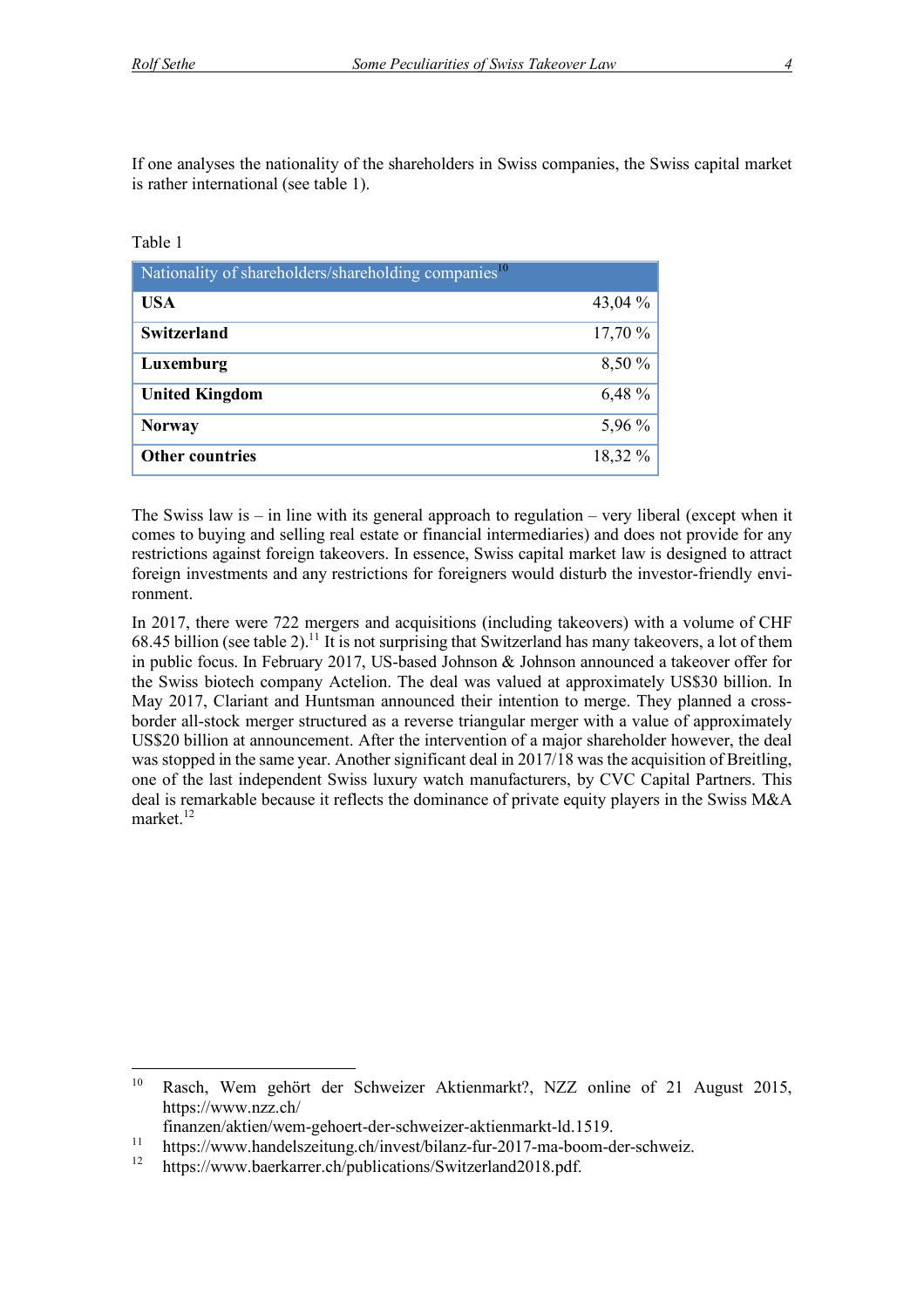If one analyses the nationality of the shareholders in Swiss companies, the Swiss capital market is rather international (see table 1).

Table 1

| Nationality of shareholders/shareholding companies[10] | |
|---|---|
| **USA** | 43,04 % |
| **Switzerland** | 17,70 % |
| **Luxemburg** | 8,50 % |
| **United Kingdom** | 6,48 % |
| **Norway** | 5,96 % |
| **Other countries** | 18,32 % |

The Swiss law is – in line with its general approach to regulation – very liberal (except when it comes to buying and selling real estate or financial intermediaries) and does not provide for any restrictions against foreign takeovers. In essence, Swiss capital market law is designed to attract foreign investments and any restrictions for foreigners would disturb the investor-friendly environment.

In 2017, there were 722 mergers and acquisitions (including takeovers) with a volume of CHF 68.45 billion (see table 2).[11] It is not surprising that Switzerland has many takeovers, a lot of them in public focus. In February 2017, US-based Johnson & Johnson announced a takeover offer for the Swiss biotech company Actelion. The deal was valued at approximately US$30 billion. In May 2017, Clariant and Huntsman announced their intention to merge. They planned a cross-border all-stock merger structured as a reverse triangular merger with a value of approximately US$20 billion at announcement. After the intervention of a major shareholder however, the deal was stopped in the same year. Another significant deal in 2017/18 was the acquisition of Breitling, one of the last independent Swiss luxury watch manufacturers, by CVC Capital Partners. This deal is remarkable because it reflects the dominance of private equity players in the Swiss M&A market.[12]

---

[10] Rasch, Wem gehört der Schweizer Aktienmarkt?, NZZ online of 21 August 2015, https://www.nzz.ch/finanzen/aktien/wem-gehoert-der-schweizer-aktienmarkt-ld.1519.

[11] https://www.handelszeitung.ch/invest/bilanz-fur-2017-ma-boom-der-schweiz.

[12] https://www.baerkarrer.ch/publications/Switzerland2018.pdf.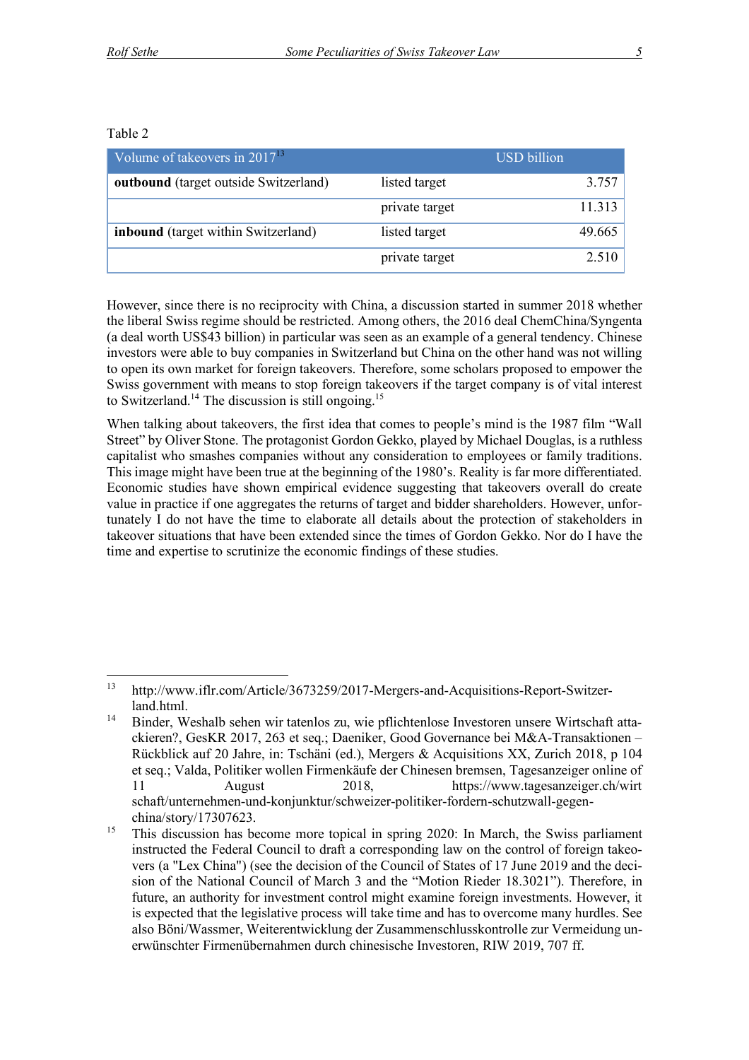Table 2

| Volume of takeovers in 2017[13] | | USD billion |
|---|---|---|
| **outbound** (target outside Switzerland) | listed target | 3.757 |
| | private target | 11.313 |
| **inbound** (target within Switzerland) | listed target | 49.665 |
| | private target | 2.510 |

However, since there is no reciprocity with China, a discussion started in summer 2018 whether the liberal Swiss regime should be restricted. Among others, the 2016 deal ChemChina/Syngenta (a deal worth US$43 billion) in particular was seen as an example of a general tendency. Chinese investors were able to buy companies in Switzerland but China on the other hand was not willing to open its own market for foreign takeovers. Therefore, some scholars proposed to empower the Swiss government with means to stop foreign takeovers if the target company is of vital interest to Switzerland.[14] The discussion is still ongoing.[15]

When talking about takeovers, the first idea that comes to people's mind is the 1987 film "Wall Street" by Oliver Stone. The protagonist Gordon Gekko, played by Michael Douglas, is a ruthless capitalist who smashes companies without any consideration to employees or family traditions. This image might have been true at the beginning of the 1980's. Reality is far more differentiated. Economic studies have shown empirical evidence suggesting that takeovers overall do create value in practice if one aggregates the returns of target and bidder shareholders. However, unfortunately I do not have the time to elaborate all details about the protection of stakeholders in takeover situations that have been extended since the times of Gordon Gekko. Nor do I have the time and expertise to scrutinize the economic findings of these studies.

---

[13] http://www.iflr.com/Article/3673259/2017-Mergers-and-Acquisitions-Report-Switzerland.html.

[14] Binder, Weshalb sehen wir tatenlos zu, wie pflichtenlose Investoren unsere Wirtschaft attackieren?, GesKR 2017, 263 et seq.; Daeniker, Good Governance bei M&A-Transaktionen – Rückblick auf 20 Jahre, in: Tschäni (ed.), Mergers & Acquisitions XX, Zurich 2018, p 104 et seq.; Valda, Politiker wollen Firmenkäufe der Chinesen bremsen, Tagesanzeiger online of 11 August 2018, https://www.tagesanzeiger.ch/wirtschaft/unternehmen-und-konjunktur/schweizer-politiker-fordern-schutzwall-gegen-china/story/17307623.

[15] This discussion has become more topical in spring 2020: In March, the Swiss parliament instructed the Federal Council to draft a corresponding law on the control of foreign takeovers (a "Lex China") (see the decision of the Council of States of 17 June 2019 and the decision of the National Council of March 3 and the "Motion Rieder 18.3021"). Therefore, in future, an authority for investment control might examine foreign investments. However, it is expected that the legislative process will take time and has to overcome many hurdles. See also Böni/Wassmer, Weiterentwicklung der Zusammenschlusskontrolle zur Vermeidung unerwünschter Firmenübernahmen durch chinesische Investoren, RIW 2019, 707 ff.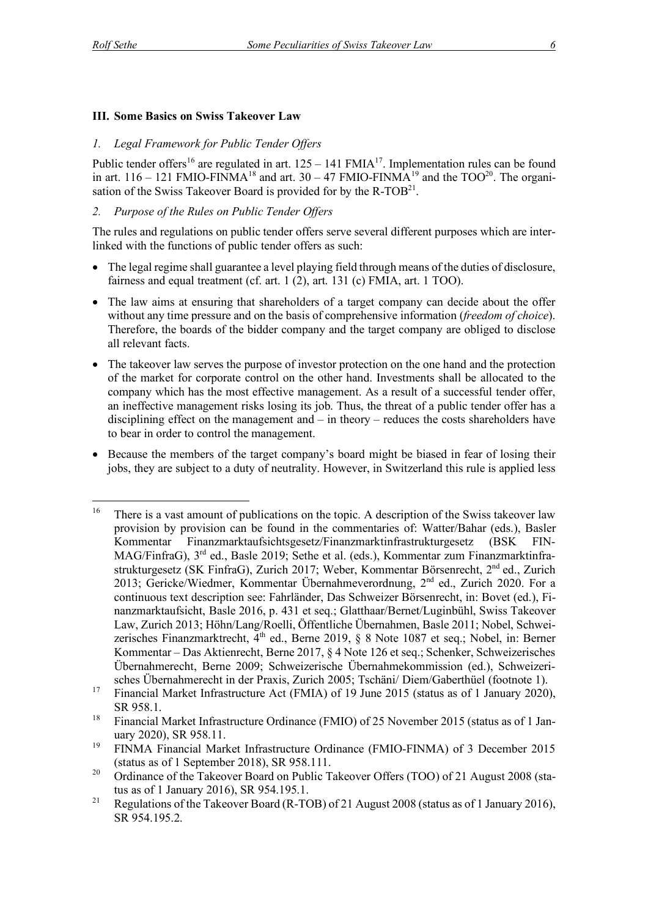## III. Some Basics on Swiss Takeover Law

### *1. Legal Framework for Public Tender Offers*

Public tender offers[16] are regulated in art. 125 – 141 FMIA[17]. Implementation rules can be found in art. 116 – 121 FMIO-FINMA[18] and art. 30 – 47 FMIO-FINMA[19] and the TOO[20]. The organisation of the Swiss Takeover Board is provided for by the R-TOB[21].

### *2. Purpose of the Rules on Public Tender Offers*

The rules and regulations on public tender offers serve several different purposes which are interlinked with the functions of public tender offers as such:

- The legal regime shall guarantee a level playing field through means of the duties of disclosure, fairness and equal treatment (cf. art. 1 (2), art. 131 (c) FMIA, art. 1 TOO).
- The law aims at ensuring that shareholders of a target company can decide about the offer without any time pressure and on the basis of comprehensive information (*freedom of choice*). Therefore, the boards of the bidder company and the target company are obliged to disclose all relevant facts.
- The takeover law serves the purpose of investor protection on the one hand and the protection of the market for corporate control on the other hand. Investments shall be allocated to the company which has the most effective management. As a result of a successful tender offer, an ineffective management risks losing its job. Thus, the threat of a public tender offer has a disciplining effect on the management and – in theory – reduces the costs shareholders have to bear in order to control the management.
- Because the members of the target company's board might be biased in fear of losing their jobs, they are subject to a duty of neutrality. However, in Switzerland this rule is applied less

---

[16] There is a vast amount of publications on the topic. A description of the Swiss takeover law provision by provision can be found in the commentaries of: Watter/Bahar (eds.), Basler Kommentar Finanzmarktaufsichtsgesetz/Finanzmarktinfrastrukturgesetz (BSK FINMAG/FinfraG), 3rd ed., Basle 2019; Sethe et al. (eds.), Kommentar zum Finanzmarktinfrastrukturgesetz (SK FinfraG), Zurich 2017; Weber, Kommentar Börsenrecht, 2nd ed., Zurich 2013; Gericke/Wiedmer, Kommentar Übernahmeverordnung, 2nd ed., Zurich 2020. For a continuous text description see: Fahrländer, Das Schweizer Börsenrecht, in: Bovet (ed.), Finanzmarktaufsicht, Basle 2016, p. 431 et seq.; Glatthaar/Bernet/Luginbühl, Swiss Takeover Law, Zurich 2013; Höhn/Lang/Roelli, Öffentliche Übernahmen, Basle 2011; Nobel, Schweizerisches Finanzmarktrecht, 4th ed., Berne 2019, § 8 Note 1087 et seq.; Nobel, in: Berner Kommentar – Das Aktienrecht, Berne 2017, § 4 Note 126 et seq.; Schenker, Schweizerisches Übernahmerecht, Berne 2009; Schweizerische Übernahmekommission (ed.), Schweizerisches Übernahmerecht in der Praxis, Zurich 2005; Tschäni/ Diem/Gaberthüel (footnote 1).

[17] Financial Market Infrastructure Act (FMIA) of 19 June 2015 (status as of 1 January 2020), SR 958.1.

[18] Financial Market Infrastructure Ordinance (FMIO) of 25 November 2015 (status as of 1 January 2020), SR 958.11.

[19] FINMA Financial Market Infrastructure Ordinance (FMIO-FINMA) of 3 December 2015 (status as of 1 September 2018), SR 958.111.

[20] Ordinance of the Takeover Board on Public Takeover Offers (TOO) of 21 August 2008 (status as of 1 January 2016), SR 954.195.1.

[21] Regulations of the Takeover Board (R-TOB) of 21 August 2008 (status as of 1 January 2016), SR 954.195.2.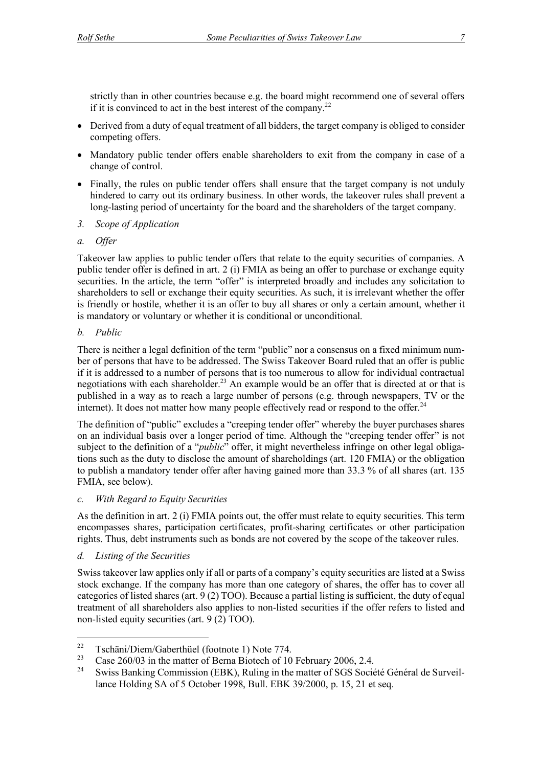strictly than in other countries because e.g. the board might recommend one of several offers if it is convinced to act in the best interest of the company.[22]

- Derived from a duty of equal treatment of all bidders, the target company is obliged to consider competing offers.
- Mandatory public tender offers enable shareholders to exit from the company in case of a change of control.
- Finally, the rules on public tender offers shall ensure that the target company is not unduly hindered to carry out its ordinary business. In other words, the takeover rules shall prevent a long-lasting period of uncertainty for the board and the shareholders of the target company.

### *3. Scope of Application*

#### *a. Offer*

Takeover law applies to public tender offers that relate to the equity securities of companies. A public tender offer is defined in art. 2 (i) FMIA as being an offer to purchase or exchange equity securities. In the article, the term "offer" is interpreted broadly and includes any solicitation to shareholders to sell or exchange their equity securities. As such, it is irrelevant whether the offer is friendly or hostile, whether it is an offer to buy all shares or only a certain amount, whether it is mandatory or voluntary or whether it is conditional or unconditional.

#### *b. Public*

There is neither a legal definition of the term "public" nor a consensus on a fixed minimum number of persons that have to be addressed. The Swiss Takeover Board ruled that an offer is public if it is addressed to a number of persons that is too numerous to allow for individual contractual negotiations with each shareholder.[23] An example would be an offer that is directed at or that is published in a way as to reach a large number of persons (e.g. through newspapers, TV or the internet). It does not matter how many people effectively read or respond to the offer.[24]

The definition of "public" excludes a "creeping tender offer" whereby the buyer purchases shares on an individual basis over a longer period of time. Although the "creeping tender offer" is not subject to the definition of a "*public*" offer, it might nevertheless infringe on other legal obligations such as the duty to disclose the amount of shareholdings (art. 120 FMIA) or the obligation to publish a mandatory tender offer after having gained more than 33.3 % of all shares (art. 135 FMIA, see below).

#### *c. With Regard to Equity Securities*

As the definition in art. 2 (i) FMIA points out, the offer must relate to equity securities. This term encompasses shares, participation certificates, profit-sharing certificates or other participation rights. Thus, debt instruments such as bonds are not covered by the scope of the takeover rules.

#### *d. Listing of the Securities*

Swiss takeover law applies only if all or parts of a company's equity securities are listed at a Swiss stock exchange. If the company has more than one category of shares, the offer has to cover all categories of listed shares (art. 9 (2) TOO). Because a partial listing is sufficient, the duty of equal treatment of all shareholders also applies to non-listed securities if the offer refers to listed and non-listed equity securities (art. 9 (2) TOO).

---

[22] Tschäni/Diem/Gaberthüel (footnote 1) Note 774.

[23] Case 260/03 in the matter of Berna Biotech of 10 February 2006, 2.4.

[24] Swiss Banking Commission (EBK), Ruling in the matter of SGS Société Général de Surveillance Holding SA of 5 October 1998, Bull. EBK 39/2000, p. 15, 21 et seq.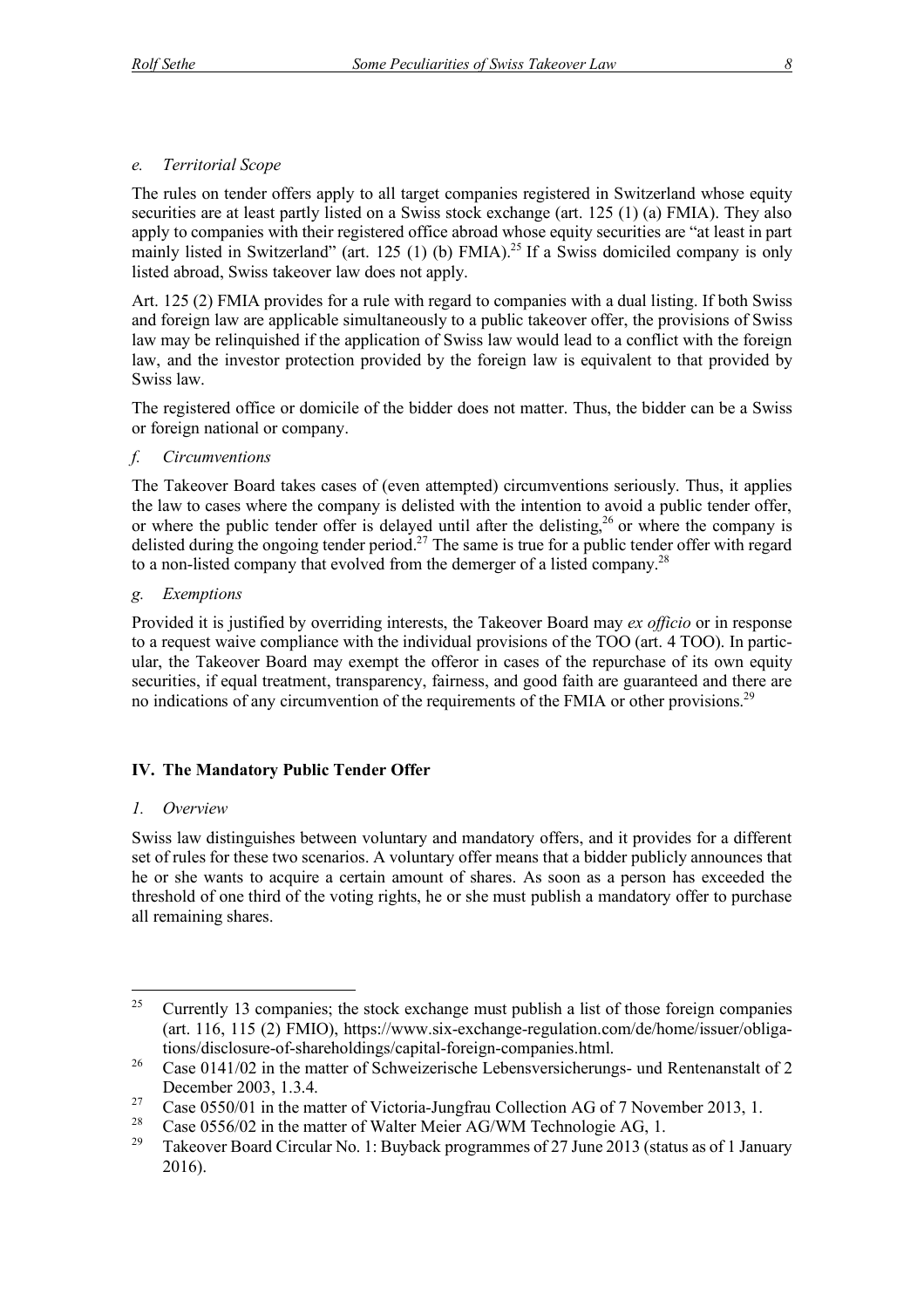### e. *Territorial Scope*

The rules on tender offers apply to all target companies registered in Switzerland whose equity securities are at least partly listed on a Swiss stock exchange (art. 125 (1) (a) FMIA). They also apply to companies with their registered office abroad whose equity securities are "at least in part mainly listed in Switzerland" (art. 125 (1) (b) FMIA).[25] If a Swiss domiciled company is only listed abroad, Swiss takeover law does not apply.

Art. 125 (2) FMIA provides for a rule with regard to companies with a dual listing. If both Swiss and foreign law are applicable simultaneously to a public takeover offer, the provisions of Swiss law may be relinquished if the application of Swiss law would lead to a conflict with the foreign law, and the investor protection provided by the foreign law is equivalent to that provided by Swiss law.

The registered office or domicile of the bidder does not matter. Thus, the bidder can be a Swiss or foreign national or company.

### f. *Circumventions*

The Takeover Board takes cases of (even attempted) circumventions seriously. Thus, it applies the law to cases where the company is delisted with the intention to avoid a public tender offer, or where the public tender offer is delayed until after the delisting,[26] or where the company is delisted during the ongoing tender period.[27] The same is true for a public tender offer with regard to a non-listed company that evolved from the demerger of a listed company.[28]

### g. *Exemptions*

Provided it is justified by overriding interests, the Takeover Board may *ex officio* or in response to a request waive compliance with the individual provisions of the TOO (art. 4 TOO). In particular, the Takeover Board may exempt the offeror in cases of the repurchase of its own equity securities, if equal treatment, transparency, fairness, and good faith are guaranteed and there are no indications of any circumvention of the requirements of the FMIA or other provisions.[29]

## IV. The Mandatory Public Tender Offer

### 1. *Overview*

Swiss law distinguishes between voluntary and mandatory offers, and it provides for a different set of rules for these two scenarios. A voluntary offer means that a bidder publicly announces that he or she wants to acquire a certain amount of shares. As soon as a person has exceeded the threshold of one third of the voting rights, he or she must publish a mandatory offer to purchase all remaining shares.

---

[25] Currently 13 companies; the stock exchange must publish a list of those foreign companies (art. 116, 115 (2) FMIO), https://www.six-exchange-regulation.com/de/home/issuer/obligations/disclosure-of-shareholdings/capital-foreign-companies.html.

[26] Case 0141/02 in the matter of Schweizerische Lebensversicherungs- und Rentenanstalt of 2 December 2003, 1.3.4.

[27] Case 0550/01 in the matter of Victoria-Jungfrau Collection AG of 7 November 2013, 1.

[28] Case 0556/02 in the matter of Walter Meier AG/WM Technologie AG, 1.

[29] Takeover Board Circular No. 1: Buyback programmes of 27 June 2013 (status as of 1 January 2016).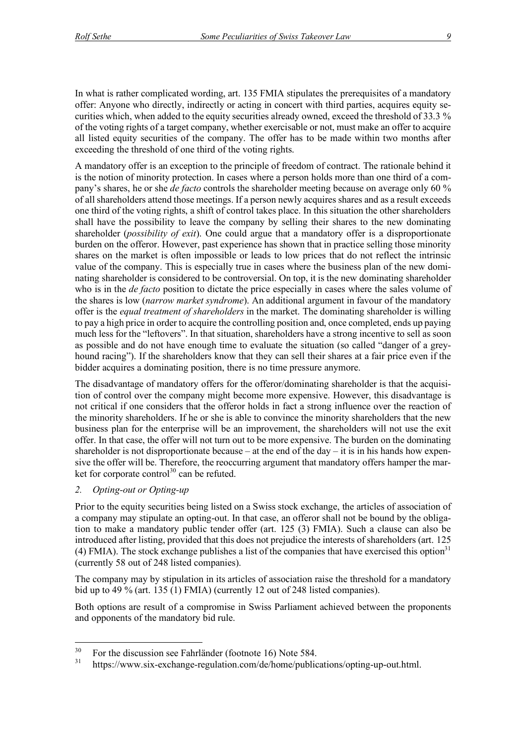In what is rather complicated wording, art. 135 FMIA stipulates the prerequisites of a mandatory offer: Anyone who directly, indirectly or acting in concert with third parties, acquires equity securities which, when added to the equity securities already owned, exceed the threshold of 33.3 % of the voting rights of a target company, whether exercisable or not, must make an offer to acquire all listed equity securities of the company. The offer has to be made within two months after exceeding the threshold of one third of the voting rights.

A mandatory offer is an exception to the principle of freedom of contract. The rationale behind it is the notion of minority protection. In cases where a person holds more than one third of a company's shares, he or she *de facto* controls the shareholder meeting because on average only 60 % of all shareholders attend those meetings. If a person newly acquires shares and as a result exceeds one third of the voting rights, a shift of control takes place. In this situation the other shareholders shall have the possibility to leave the company by selling their shares to the new dominating shareholder (*possibility of exit*). One could argue that a mandatory offer is a disproportionate burden on the offeror. However, past experience has shown that in practice selling those minority shares on the market is often impossible or leads to low prices that do not reflect the intrinsic value of the company. This is especially true in cases where the business plan of the new dominating shareholder is considered to be controversial. On top, it is the new dominating shareholder who is in the *de facto* position to dictate the price especially in cases where the sales volume of the shares is low (*narrow market syndrome*). An additional argument in favour of the mandatory offer is the *equal treatment of shareholders* in the market. The dominating shareholder is willing to pay a high price in order to acquire the controlling position and, once completed, ends up paying much less for the "leftovers". In that situation, shareholders have a strong incentive to sell as soon as possible and do not have enough time to evaluate the situation (so called "danger of a greyhound racing"). If the shareholders know that they can sell their shares at a fair price even if the bidder acquires a dominating position, there is no time pressure anymore.

The disadvantage of mandatory offers for the offeror/dominating shareholder is that the acquisition of control over the company might become more expensive. However, this disadvantage is not critical if one considers that the offeror holds in fact a strong influence over the reaction of the minority shareholders. If he or she is able to convince the minority shareholders that the new business plan for the enterprise will be an improvement, the shareholders will not use the exit offer. In that case, the offer will not turn out to be more expensive. The burden on the dominating shareholder is not disproportionate because – at the end of the day – it is in his hands how expensive the offer will be. Therefore, the reoccurring argument that mandatory offers hamper the market for corporate control[30] can be refuted.

### *2. Opting-out or Opting-up*

Prior to the equity securities being listed on a Swiss stock exchange, the articles of association of a company may stipulate an opting-out. In that case, an offeror shall not be bound by the obligation to make a mandatory public tender offer (art. 125 (3) FMIA). Such a clause can also be introduced after listing, provided that this does not prejudice the interests of shareholders (art. 125 (4) FMIA). The stock exchange publishes a list of the companies that have exercised this option[31] (currently 58 out of 248 listed companies).

The company may by stipulation in its articles of association raise the threshold for a mandatory bid up to 49 % (art. 135 (1) FMIA) (currently 12 out of 248 listed companies).

Both options are result of a compromise in Swiss Parliament achieved between the proponents and opponents of the mandatory bid rule.

---

[30] For the discussion see Fahrländer (footnote 16) Note 584.

[31] https://www.six-exchange-regulation.com/de/home/publications/opting-up-out.html.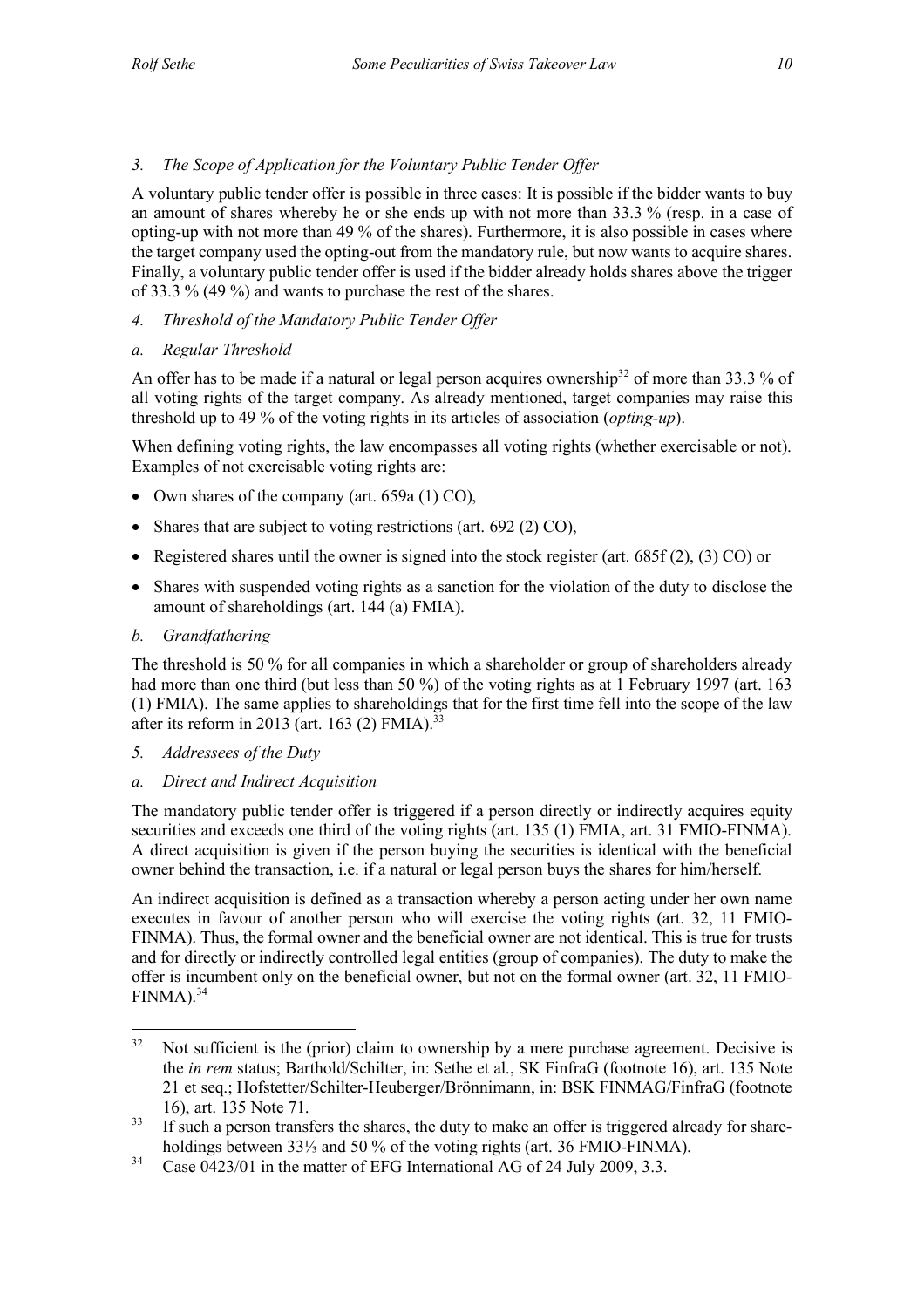### *3. The Scope of Application for the Voluntary Public Tender Offer*

A voluntary public tender offer is possible in three cases: It is possible if the bidder wants to buy an amount of shares whereby he or she ends up with not more than 33.3 % (resp. in a case of opting-up with not more than 49 % of the shares). Furthermore, it is also possible in cases where the target company used the opting-out from the mandatory rule, but now wants to acquire shares. Finally, a voluntary public tender offer is used if the bidder already holds shares above the trigger of 33.3 % (49 %) and wants to purchase the rest of the shares.

### *4. Threshold of the Mandatory Public Tender Offer*

#### *a. Regular Threshold*

An offer has to be made if a natural or legal person acquires ownership[32] of more than 33.3 % of all voting rights of the target company. As already mentioned, target companies may raise this threshold up to 49 % of the voting rights in its articles of association (*opting-up*).

When defining voting rights, the law encompasses all voting rights (whether exercisable or not). Examples of not exercisable voting rights are:

- Own shares of the company (art. 659a (1) CO),
- Shares that are subject to voting restrictions (art. 692 (2) CO),
- Registered shares until the owner is signed into the stock register (art. 685f (2), (3) CO) or
- Shares with suspended voting rights as a sanction for the violation of the duty to disclose the amount of shareholdings (art. 144 (a) FMIA).

#### *b. Grandfathering*

The threshold is 50 % for all companies in which a shareholder or group of shareholders already had more than one third (but less than 50 %) of the voting rights as at 1 February 1997 (art. 163 (1) FMIA). The same applies to shareholdings that for the first time fell into the scope of the law after its reform in 2013 (art. 163 (2) FMIA).[33]

### *5. Addressees of the Duty*

#### *a. Direct and Indirect Acquisition*

The mandatory public tender offer is triggered if a person directly or indirectly acquires equity securities and exceeds one third of the voting rights (art. 135 (1) FMIA, art. 31 FMIO-FINMA). A direct acquisition is given if the person buying the securities is identical with the beneficial owner behind the transaction, i.e. if a natural or legal person buys the shares for him/herself.

An indirect acquisition is defined as a transaction whereby a person acting under her own name executes in favour of another person who will exercise the voting rights (art. 32, 11 FMIO-FINMA). Thus, the formal owner and the beneficial owner are not identical. This is true for trusts and for directly or indirectly controlled legal entities (group of companies). The duty to make the offer is incumbent only on the beneficial owner, but not on the formal owner (art. 32, 11 FMIO-FINMA).[34]

---

[32] Not sufficient is the (prior) claim to ownership by a mere purchase agreement. Decisive is the *in rem* status; Barthold/Schilter, in: Sethe et al., SK FinfraG (footnote 16), art. 135 Note 21 et seq.; Hofstetter/Schilter-Heuberger/Brönnimann, in: BSK FINMAG/FinfraG (footnote 16), art. 135 Note 71.

[33] If such a person transfers the shares, the duty to make an offer is triggered already for shareholdings between 33⅓ and 50 % of the voting rights (art. 36 FMIO-FINMA).

[34] Case 0423/01 in the matter of EFG International AG of 24 July 2009, 3.3.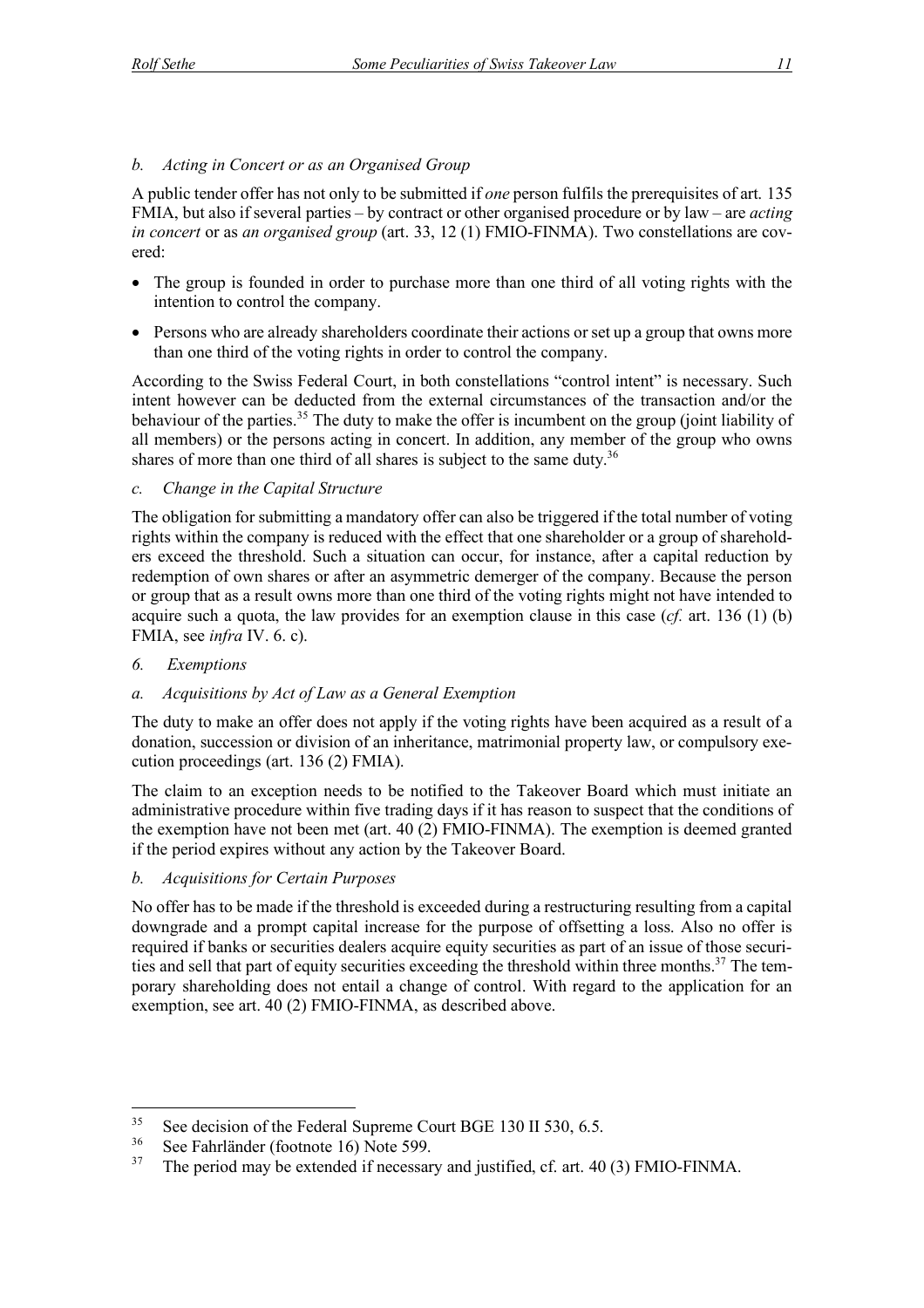### *b. Acting in Concert or as an Organised Group*

A public tender offer has not only to be submitted if *one* person fulfils the prerequisites of art. 135 FMIA, but also if several parties – by contract or other organised procedure or by law – are *acting in concert* or as *an organised group* (art. 33, 12 (1) FMIO-FINMA). Two constellations are covered:

- The group is founded in order to purchase more than one third of all voting rights with the intention to control the company.
- Persons who are already shareholders coordinate their actions or set up a group that owns more than one third of the voting rights in order to control the company.

According to the Swiss Federal Court, in both constellations "control intent" is necessary. Such intent however can be deducted from the external circumstances of the transaction and/or the behaviour of the parties.[35] The duty to make the offer is incumbent on the group (joint liability of all members) or the persons acting in concert. In addition, any member of the group who owns shares of more than one third of all shares is subject to the same duty.[36]

### *c. Change in the Capital Structure*

The obligation for submitting a mandatory offer can also be triggered if the total number of voting rights within the company is reduced with the effect that one shareholder or a group of shareholders exceed the threshold. Such a situation can occur, for instance, after a capital reduction by redemption of own shares or after an asymmetric demerger of the company. Because the person or group that as a result owns more than one third of the voting rights might not have intended to acquire such a quota, the law provides for an exemption clause in this case (*cf.* art. 136 (1) (b) FMIA, see *infra* IV. 6. c).

## *6. Exemptions*

### *a. Acquisitions by Act of Law as a General Exemption*

The duty to make an offer does not apply if the voting rights have been acquired as a result of a donation, succession or division of an inheritance, matrimonial property law, or compulsory execution proceedings (art. 136 (2) FMIA).

The claim to an exception needs to be notified to the Takeover Board which must initiate an administrative procedure within five trading days if it has reason to suspect that the conditions of the exemption have not been met (art. 40 (2) FMIO-FINMA). The exemption is deemed granted if the period expires without any action by the Takeover Board.

### *b. Acquisitions for Certain Purposes*

No offer has to be made if the threshold is exceeded during a restructuring resulting from a capital downgrade and a prompt capital increase for the purpose of offsetting a loss. Also no offer is required if banks or securities dealers acquire equity securities as part of an issue of those securities and sell that part of equity securities exceeding the threshold within three months.[37] The temporary shareholding does not entail a change of control. With regard to the application for an exemption, see art. 40 (2) FMIO-FINMA, as described above.

---

[35] See decision of the Federal Supreme Court BGE 130 II 530, 6.5.

[36] See Fahrländer (footnote 16) Note 599.

[37] The period may be extended if necessary and justified, cf. art. 40 (3) FMIO-FINMA.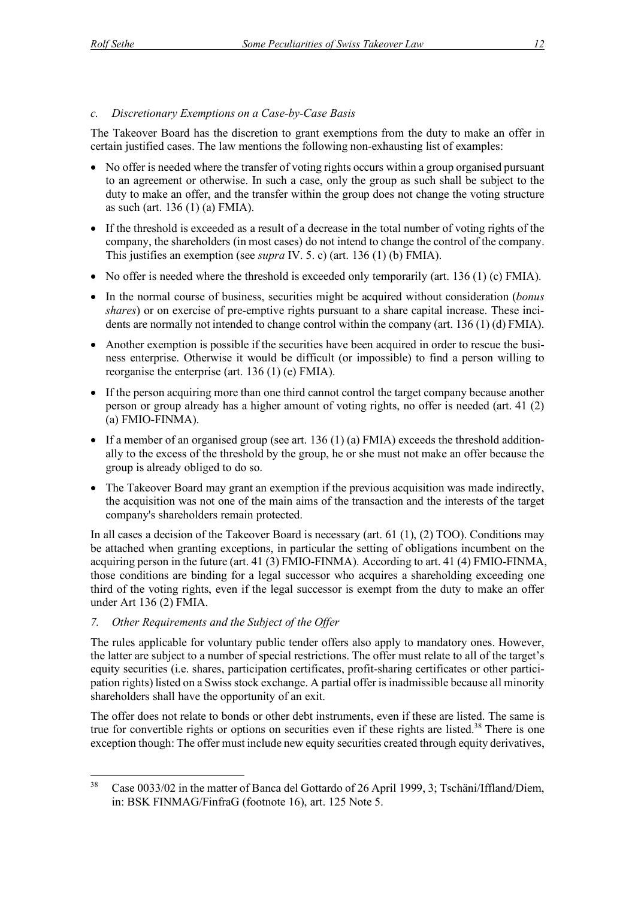*c. Discretionary Exemptions on a Case-by-Case Basis*

The Takeover Board has the discretion to grant exemptions from the duty to make an offer in certain justified cases. The law mentions the following non-exhausting list of examples:

- No offer is needed where the transfer of voting rights occurs within a group organised pursuant to an agreement or otherwise. In such a case, only the group as such shall be subject to the duty to make an offer, and the transfer within the group does not change the voting structure as such (art. 136 (1) (a) FMIA).
- If the threshold is exceeded as a result of a decrease in the total number of voting rights of the company, the shareholders (in most cases) do not intend to change the control of the company. This justifies an exemption (see *supra* IV. 5. c) (art. 136 (1) (b) FMIA).
- No offer is needed where the threshold is exceeded only temporarily (art. 136 (1) (c) FMIA).
- In the normal course of business, securities might be acquired without consideration (*bonus shares*) or on exercise of pre-emptive rights pursuant to a share capital increase. These incidents are normally not intended to change control within the company (art. 136 (1) (d) FMIA).
- Another exemption is possible if the securities have been acquired in order to rescue the business enterprise. Otherwise it would be difficult (or impossible) to find a person willing to reorganise the enterprise (art. 136 (1) (e) FMIA).
- If the person acquiring more than one third cannot control the target company because another person or group already has a higher amount of voting rights, no offer is needed (art. 41 (2) (a) FMIO-FINMA).
- If a member of an organised group (see art. 136 (1) (a) FMIA) exceeds the threshold additionally to the excess of the threshold by the group, he or she must not make an offer because the group is already obliged to do so.
- The Takeover Board may grant an exemption if the previous acquisition was made indirectly, the acquisition was not one of the main aims of the transaction and the interests of the target company's shareholders remain protected.

In all cases a decision of the Takeover Board is necessary (art. 61 (1), (2) TOO). Conditions may be attached when granting exceptions, in particular the setting of obligations incumbent on the acquiring person in the future (art. 41 (3) FMIO-FINMA). According to art. 41 (4) FMIO-FINMA, those conditions are binding for a legal successor who acquires a shareholding exceeding one third of the voting rights, even if the legal successor is exempt from the duty to make an offer under Art 136 (2) FMIA.

*7. Other Requirements and the Subject of the Offer*

The rules applicable for voluntary public tender offers also apply to mandatory ones. However, the latter are subject to a number of special restrictions. The offer must relate to all of the target's equity securities (i.e. shares, participation certificates, profit-sharing certificates or other participation rights) listed on a Swiss stock exchange. A partial offer is inadmissible because all minority shareholders shall have the opportunity of an exit.

The offer does not relate to bonds or other debt instruments, even if these are listed. The same is true for convertible rights or options on securities even if these rights are listed.[38] There is one exception though: The offer must include new equity securities created through equity derivatives,

[38] Case 0033/02 in the matter of Banca del Gottardo of 26 April 1999, 3; Tschäni/Iffland/Diem, in: BSK FINMAG/FinfraG (footnote 16), art. 125 Note 5.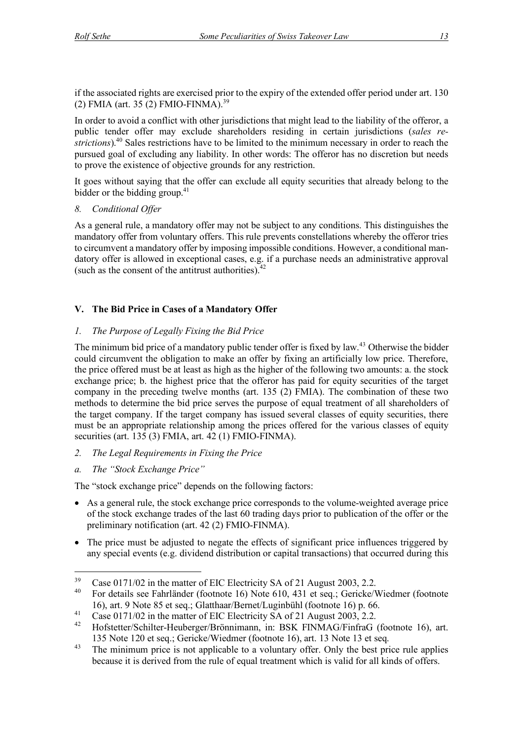if the associated rights are exercised prior to the expiry of the extended offer period under art. 130 (2) FMIA (art. 35 (2) FMIO-FINMA).[39]

In order to avoid a conflict with other jurisdictions that might lead to the liability of the offeror, a public tender offer may exclude shareholders residing in certain jurisdictions (*sales restrictions*).[40] Sales restrictions have to be limited to the minimum necessary in order to reach the pursued goal of excluding any liability. In other words: The offeror has no discretion but needs to prove the existence of objective grounds for any restriction.

It goes without saying that the offer can exclude all equity securities that already belong to the bidder or the bidding group.[41]

### *8. Conditional Offer*

As a general rule, a mandatory offer may not be subject to any conditions. This distinguishes the mandatory offer from voluntary offers. This rule prevents constellations whereby the offeror tries to circumvent a mandatory offer by imposing impossible conditions. However, a conditional mandatory offer is allowed in exceptional cases, e.g. if a purchase needs an administrative approval (such as the consent of the antitrust authorities).[42]

## V. The Bid Price in Cases of a Mandatory Offer

### *1. The Purpose of Legally Fixing the Bid Price*

The minimum bid price of a mandatory public tender offer is fixed by law.[43] Otherwise the bidder could circumvent the obligation to make an offer by fixing an artificially low price. Therefore, the price offered must be at least as high as the higher of the following two amounts: a. the stock exchange price; b. the highest price that the offeror has paid for equity securities of the target company in the preceding twelve months (art. 135 (2) FMIA). The combination of these two methods to determine the bid price serves the purpose of equal treatment of all shareholders of the target company. If the target company has issued several classes of equity securities, there must be an appropriate relationship among the prices offered for the various classes of equity securities (art. 135 (3) FMIA, art. 42 (1) FMIO-FINMA).

### *2. The Legal Requirements in Fixing the Price*

#### *a. The "Stock Exchange Price"*

The "stock exchange price" depends on the following factors:

- As a general rule, the stock exchange price corresponds to the volume-weighted average price of the stock exchange trades of the last 60 trading days prior to publication of the offer or the preliminary notification (art. 42 (2) FMIO-FINMA).
- The price must be adjusted to negate the effects of significant price influences triggered by any special events (e.g. dividend distribution or capital transactions) that occurred during this

---

[39] Case 0171/02 in the matter of EIC Electricity SA of 21 August 2003, 2.2.

[40] For details see Fahrländer (footnote 16) Note 610, 431 et seq.; Gericke/Wiedmer (footnote 16), art. 9 Note 85 et seq.; Glatthaar/Bernet/Luginbühl (footnote 16) p. 66.

[41] Case 0171/02 in the matter of EIC Electricity SA of 21 August 2003, 2.2.

[42] Hofstetter/Schilter-Heuberger/Brönnimann, in: BSK FINMAG/FinfraG (footnote 16), art. 135 Note 120 et seq.; Gericke/Wiedmer (footnote 16), art. 13 Note 13 et seq.

[43] The minimum price is not applicable to a voluntary offer. Only the best price rule applies because it is derived from the rule of equal treatment which is valid for all kinds of offers.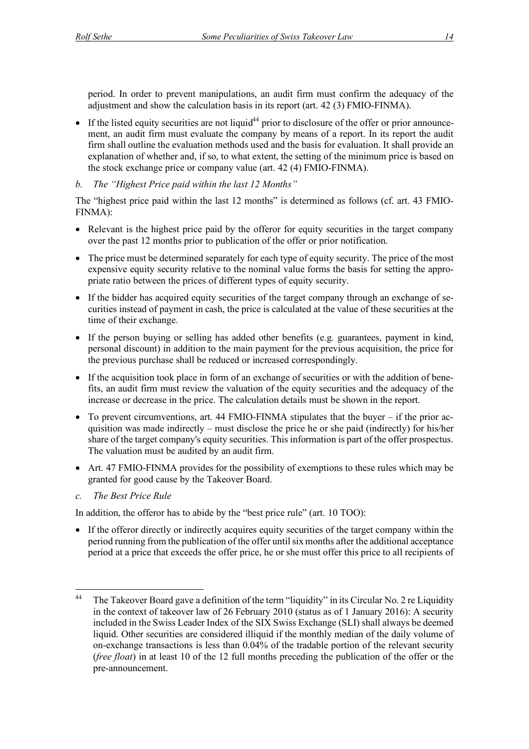period. In order to prevent manipulations, an audit firm must confirm the adequacy of the adjustment and show the calculation basis in its report (art. 42 (3) FMIO-FINMA).

- If the listed equity securities are not liquid[44] prior to disclosure of the offer or prior announcement, an audit firm must evaluate the company by means of a report. In its report the audit firm shall outline the evaluation methods used and the basis for evaluation. It shall provide an explanation of whether and, if so, to what extent, the setting of the minimum price is based on the stock exchange price or company value (art. 42 (4) FMIO-FINMA).

*b. The "Highest Price paid within the last 12 Months"*

The "highest price paid within the last 12 months" is determined as follows (cf. art. 43 FMIO-FINMA):

- Relevant is the highest price paid by the offeror for equity securities in the target company over the past 12 months prior to publication of the offer or prior notification.
- The price must be determined separately for each type of equity security. The price of the most expensive equity security relative to the nominal value forms the basis for setting the appropriate ratio between the prices of different types of equity security.
- If the bidder has acquired equity securities of the target company through an exchange of securities instead of payment in cash, the price is calculated at the value of these securities at the time of their exchange.
- If the person buying or selling has added other benefits (e.g. guarantees, payment in kind, personal discount) in addition to the main payment for the previous acquisition, the price for the previous purchase shall be reduced or increased correspondingly.
- If the acquisition took place in form of an exchange of securities or with the addition of benefits, an audit firm must review the valuation of the equity securities and the adequacy of the increase or decrease in the price. The calculation details must be shown in the report.
- To prevent circumventions, art. 44 FMIO-FINMA stipulates that the buyer – if the prior acquisition was made indirectly – must disclose the price he or she paid (indirectly) for his/her share of the target company's equity securities. This information is part of the offer prospectus. The valuation must be audited by an audit firm.
- Art. 47 FMIO-FINMA provides for the possibility of exemptions to these rules which may be granted for good cause by the Takeover Board.

*c. The Best Price Rule*

In addition, the offeror has to abide by the "best price rule" (art. 10 TOO):

- If the offeror directly or indirectly acquires equity securities of the target company within the period running from the publication of the offer until six months after the additional acceptance period at a price that exceeds the offer price, he or she must offer this price to all recipients of

---

[44] The Takeover Board gave a definition of the term "liquidity" in its Circular No. 2 re Liquidity in the context of takeover law of 26 February 2010 (status as of 1 January 2016): A security included in the Swiss Leader Index of the SIX Swiss Exchange (SLI) shall always be deemed liquid. Other securities are considered illiquid if the monthly median of the daily volume of on-exchange transactions is less than 0.04% of the tradable portion of the relevant security (*free float*) in at least 10 of the 12 full months preceding the publication of the offer or the pre-announcement.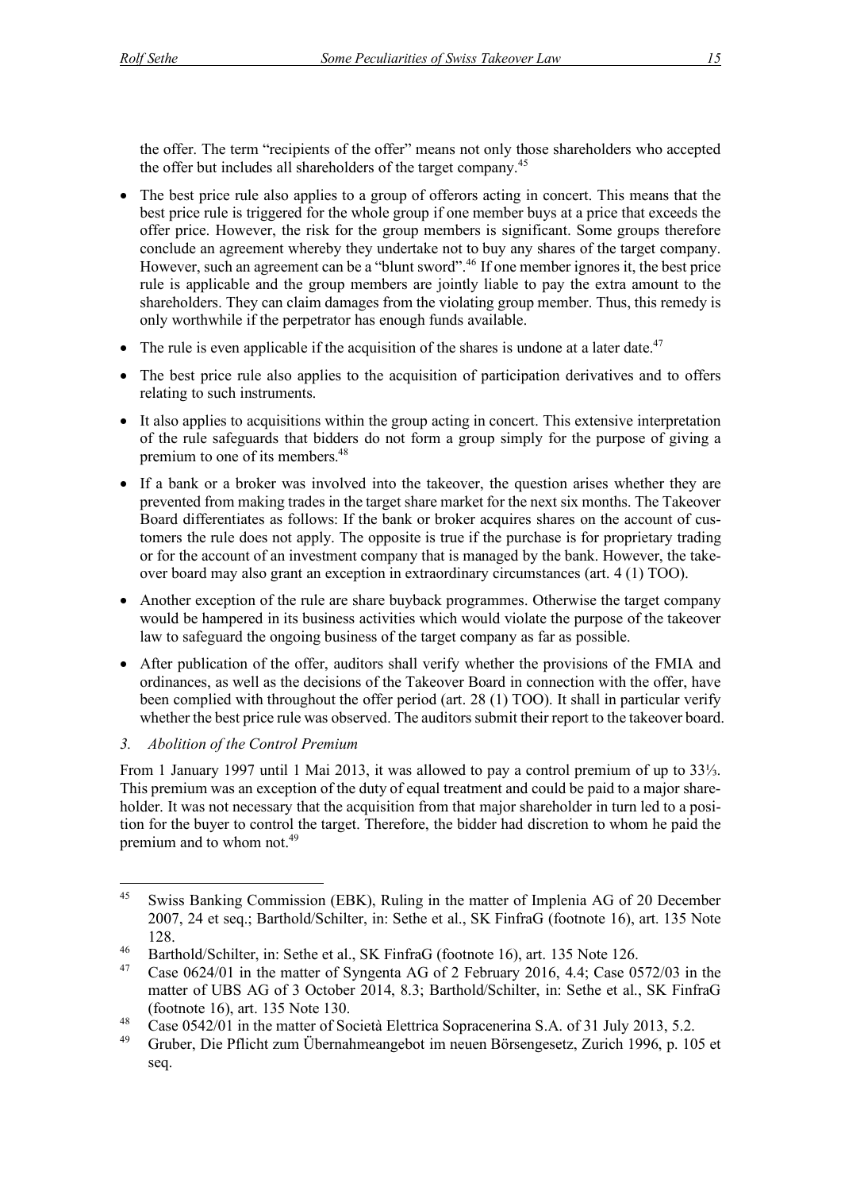the offer. The term "recipients of the offer" means not only those shareholders who accepted the offer but includes all shareholders of the target company.[45]

- The best price rule also applies to a group of offerors acting in concert. This means that the best price rule is triggered for the whole group if one member buys at a price that exceeds the offer price. However, the risk for the group members is significant. Some groups therefore conclude an agreement whereby they undertake not to buy any shares of the target company. However, such an agreement can be a "blunt sword".[46] If one member ignores it, the best price rule is applicable and the group members are jointly liable to pay the extra amount to the shareholders. They can claim damages from the violating group member. Thus, this remedy is only worthwhile if the perpetrator has enough funds available.
- The rule is even applicable if the acquisition of the shares is undone at a later date.[47]
- The best price rule also applies to the acquisition of participation derivatives and to offers relating to such instruments.
- It also applies to acquisitions within the group acting in concert. This extensive interpretation of the rule safeguards that bidders do not form a group simply for the purpose of giving a premium to one of its members.[48]
- If a bank or a broker was involved into the takeover, the question arises whether they are prevented from making trades in the target share market for the next six months. The Takeover Board differentiates as follows: If the bank or broker acquires shares on the account of customers the rule does not apply. The opposite is true if the purchase is for proprietary trading or for the account of an investment company that is managed by the bank. However, the takeover board may also grant an exception in extraordinary circumstances (art. 4 (1) TOO).
- Another exception of the rule are share buyback programmes. Otherwise the target company would be hampered in its business activities which would violate the purpose of the takeover law to safeguard the ongoing business of the target company as far as possible.
- After publication of the offer, auditors shall verify whether the provisions of the FMIA and ordinances, as well as the decisions of the Takeover Board in connection with the offer, have been complied with throughout the offer period (art. 28 (1) TOO). It shall in particular verify whether the best price rule was observed. The auditors submit their report to the takeover board.

### *3. Abolition of the Control Premium*

From 1 January 1997 until 1 Mai 2013, it was allowed to pay a control premium of up to 33⅓. This premium was an exception of the duty of equal treatment and could be paid to a major shareholder. It was not necessary that the acquisition from that major shareholder in turn led to a position for the buyer to control the target. Therefore, the bidder had discretion to whom he paid the premium and to whom not.[49]

---

[45] Swiss Banking Commission (EBK), Ruling in the matter of Implenia AG of 20 December 2007, 24 et seq.; Barthold/Schilter, in: Sethe et al., SK FinfraG (footnote 16), art. 135 Note 128.

[46] Barthold/Schilter, in: Sethe et al., SK FinfraG (footnote 16), art. 135 Note 126.

[47] Case 0624/01 in the matter of Syngenta AG of 2 February 2016, 4.4; Case 0572/03 in the matter of UBS AG of 3 October 2014, 8.3; Barthold/Schilter, in: Sethe et al., SK FinfraG (footnote 16), art. 135 Note 130.

[48] Case 0542/01 in the matter of Società Elettrica Sopracenerina S.A. of 31 July 2013, 5.2.

[49] Gruber, Die Pflicht zum Übernahmeangebot im neuen Börsengesetz, Zurich 1996, p. 105 et seq.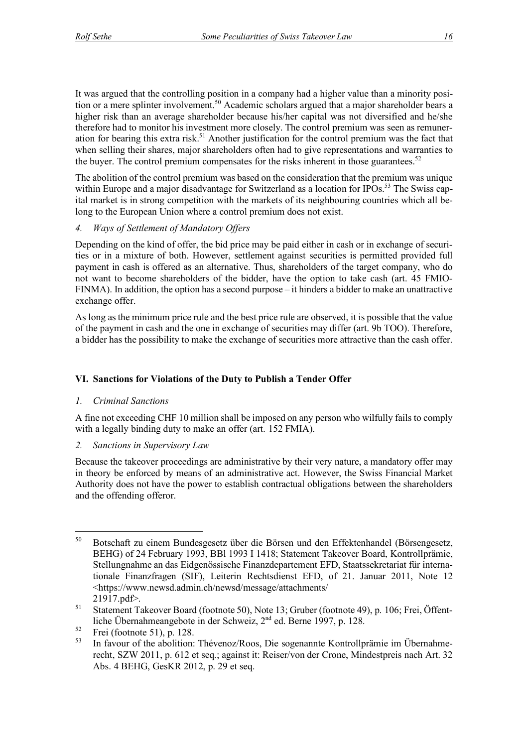It was argued that the controlling position in a company had a higher value than a minority position or a mere splinter involvement.[50] Academic scholars argued that a major shareholder bears a higher risk than an average shareholder because his/her capital was not diversified and he/she therefore had to monitor his investment more closely. The control premium was seen as remuneration for bearing this extra risk.[51] Another justification for the control premium was the fact that when selling their shares, major shareholders often had to give representations and warranties to the buyer. The control premium compensates for the risks inherent in those guarantees.[52]

The abolition of the control premium was based on the consideration that the premium was unique within Europe and a major disadvantage for Switzerland as a location for IPOs.[53] The Swiss capital market is in strong competition with the markets of its neighbouring countries which all belong to the European Union where a control premium does not exist.

### *4. Ways of Settlement of Mandatory Offers*

Depending on the kind of offer, the bid price may be paid either in cash or in exchange of securities or in a mixture of both. However, settlement against securities is permitted provided full payment in cash is offered as an alternative. Thus, shareholders of the target company, who do not want to become shareholders of the bidder, have the option to take cash (art. 45 FMIO-FINMA). In addition, the option has a second purpose – it hinders a bidder to make an unattractive exchange offer.

As long as the minimum price rule and the best price rule are observed, it is possible that the value of the payment in cash and the one in exchange of securities may differ (art. 9b TOO). Therefore, a bidder has the possibility to make the exchange of securities more attractive than the cash offer.

## VI. Sanctions for Violations of the Duty to Publish a Tender Offer

### *1. Criminal Sanctions*

A fine not exceeding CHF 10 million shall be imposed on any person who wilfully fails to comply with a legally binding duty to make an offer (art. 152 FMIA).

### *2. Sanctions in Supervisory Law*

Because the takeover proceedings are administrative by their very nature, a mandatory offer may in theory be enforced by means of an administrative act. However, the Swiss Financial Market Authority does not have the power to establish contractual obligations between the shareholders and the offending offeror.

---

[50] Botschaft zu einem Bundesgesetz über die Börsen und den Effektenhandel (Börsengesetz, BEHG) of 24 February 1993, BBl 1993 I 1418; Statement Takeover Board, Kontrollprämie, Stellungnahme an das Eidgenössische Finanzdepartement EFD, Staatssekretariat für internationale Finanzfragen (SIF), Leiterin Rechtsdienst EFD, of 21. Januar 2011, Note 12 <https://www.newsd.admin.ch/newsd/message/attachments/21917.pdf>.

[51] Statement Takeover Board (footnote 50), Note 13; Gruber (footnote 49), p. 106; Frei, Öffentliche Übernahmeangebote in der Schweiz, 2nd ed. Berne 1997, p. 128.

[52] Frei (footnote 51), p. 128.

[53] In favour of the abolition: Thévenoz/Roos, Die sogenannte Kontrollprämie im Übernahmerecht, SZW 2011, p. 612 et seq.; against it: Reiser/von der Crone, Mindestpreis nach Art. 32 Abs. 4 BEHG, GesKR 2012, p. 29 et seq.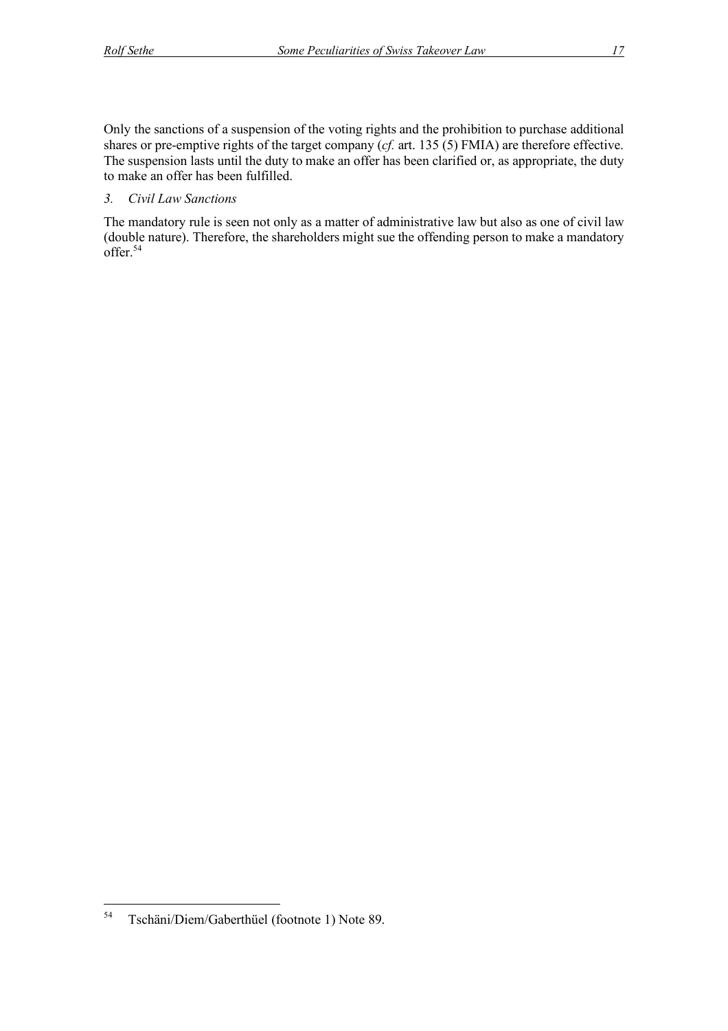Only the sanctions of a suspension of the voting rights and the prohibition to purchase additional shares or pre-emptive rights of the target company (*cf.* art. 135 (5) FMIA) are therefore effective. The suspension lasts until the duty to make an offer has been clarified or, as appropriate, the duty to make an offer has been fulfilled.

### *3. Civil Law Sanctions*

The mandatory rule is seen not only as a matter of administrative law but also as one of civil law (double nature). Therefore, the shareholders might sue the offending person to make a mandatory offer.[54]

---

[54] Tschäni/Diem/Gaberthüel (footnote 1) Note 89.